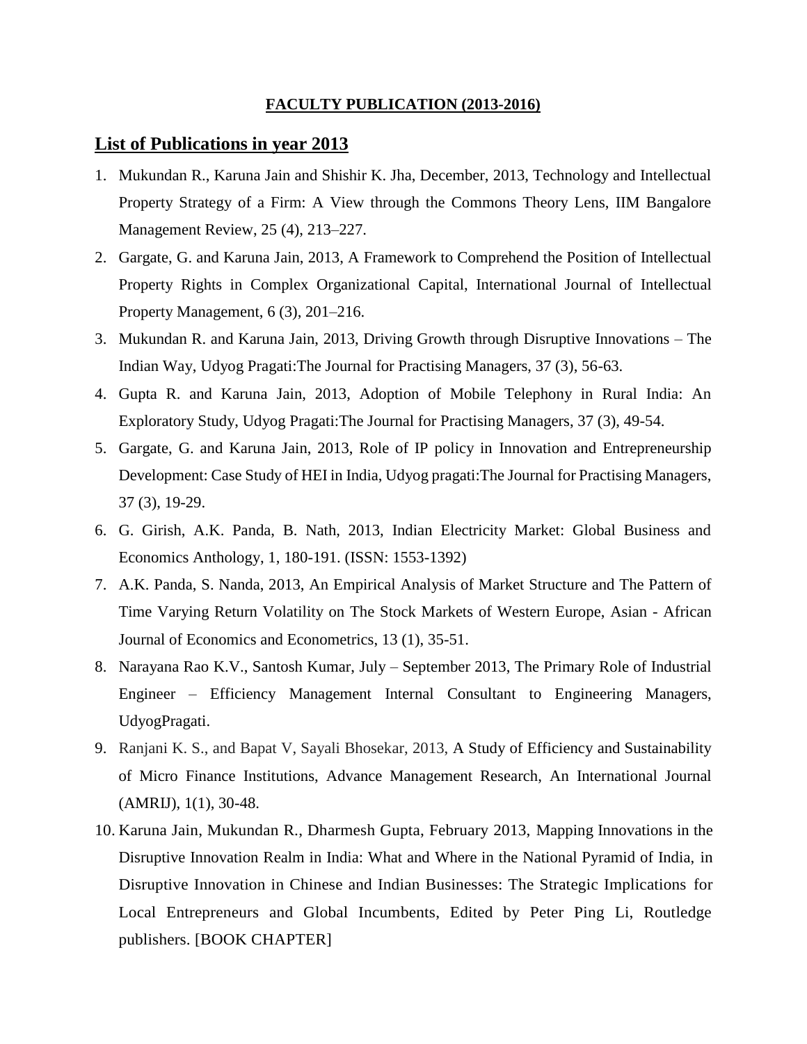**FACULTY PUBLICATION (2013-2016)**

## List of Publications in year 2013

1. Mukundan R., Karuna Jain and Shishir K. Jha, December, 2013, Technology and Intellectual Property Strategy of a Firm: A View through the Commons Theory Lens, IIM Bangalore Management Review, 25 (4), 213–227.
2. Gargate, G. and Karuna Jain, 2013, A Framework to Comprehend the Position of Intellectual Property Rights in Complex Organizational Capital, International Journal of Intellectual Property Management, 6 (3), 201–216.
3. Mukundan R. and Karuna Jain, 2013, Driving Growth through Disruptive Innovations – The Indian Way, Udyog Pragati:The Journal for Practising Managers, 37 (3), 56-63.
4. Gupta R. and Karuna Jain, 2013, Adoption of Mobile Telephony in Rural India: An Exploratory Study, Udyog Pragati:The Journal for Practising Managers, 37 (3), 49-54.
5. Gargate, G. and Karuna Jain, 2013, Role of IP policy in Innovation and Entrepreneurship Development: Case Study of HEI in India, Udyog pragati:The Journal for Practising Managers, 37 (3), 19-29.
6. G. Girish, A.K. Panda, B. Nath, 2013, Indian Electricity Market: Global Business and Economics Anthology, 1, 180-191. (ISSN: 1553-1392)
7. A.K. Panda, S. Nanda, 2013, An Empirical Analysis of Market Structure and The Pattern of Time Varying Return Volatility on The Stock Markets of Western Europe, Asian - African Journal of Economics and Econometrics, 13 (1), 35-51.
8. Narayana Rao K.V., Santosh Kumar, July – September 2013, The Primary Role of Industrial Engineer – Efficiency Management Internal Consultant to Engineering Managers, UdyogPragati.
9. Ranjani K. S., and Bapat V, Sayali Bhosekar, 2013, A Study of Efficiency and Sustainability of Micro Finance Institutions, Advance Management Research, An International Journal (AMRIJ), 1(1), 30-48.
10. Karuna Jain, Mukundan R., Dharmesh Gupta, February 2013, Mapping Innovations in the Disruptive Innovation Realm in India: What and Where in the National Pyramid of India, in Disruptive Innovation in Chinese and Indian Businesses: The Strategic Implications for Local Entrepreneurs and Global Incumbents, Edited by Peter Ping Li, Routledge publishers. [BOOK CHAPTER]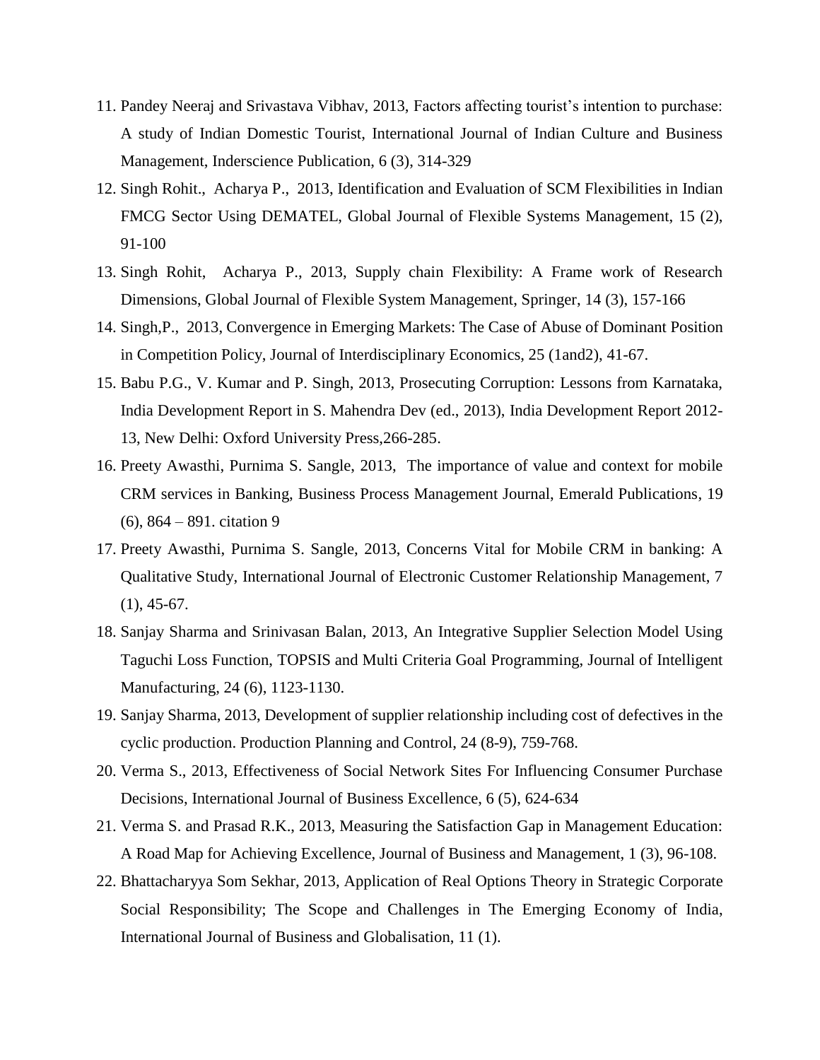11. Pandey Neeraj and Srivastava Vibhav, 2013, Factors affecting tourist's intention to purchase: A study of Indian Domestic Tourist, International Journal of Indian Culture and Business Management, Inderscience Publication, 6 (3), 314-329
12. Singh Rohit., Acharya P., 2013, Identification and Evaluation of SCM Flexibilities in Indian FMCG Sector Using DEMATEL, Global Journal of Flexible Systems Management, 15 (2), 91-100
13. Singh Rohit, Acharya P., 2013, Supply chain Flexibility: A Frame work of Research Dimensions, Global Journal of Flexible System Management, Springer, 14 (3), 157-166
14. Singh,P., 2013, Convergence in Emerging Markets: The Case of Abuse of Dominant Position in Competition Policy, Journal of Interdisciplinary Economics, 25 (1and2), 41-67.
15. Babu P.G., V. Kumar and P. Singh, 2013, Prosecuting Corruption: Lessons from Karnataka, India Development Report in S. Mahendra Dev (ed., 2013), India Development Report 2012-13, New Delhi: Oxford University Press,266-285.
16. Preety Awasthi, Purnima S. Sangle, 2013, The importance of value and context for mobile CRM services in Banking, Business Process Management Journal, Emerald Publications, 19 (6), 864 – 891. citation 9
17. Preety Awasthi, Purnima S. Sangle, 2013, Concerns Vital for Mobile CRM in banking: A Qualitative Study, International Journal of Electronic Customer Relationship Management, 7 (1), 45-67.
18. Sanjay Sharma and Srinivasan Balan, 2013, An Integrative Supplier Selection Model Using Taguchi Loss Function, TOPSIS and Multi Criteria Goal Programming, Journal of Intelligent Manufacturing, 24 (6), 1123-1130.
19. Sanjay Sharma, 2013, Development of supplier relationship including cost of defectives in the cyclic production. Production Planning and Control, 24 (8-9), 759-768.
20. Verma S., 2013, Effectiveness of Social Network Sites For Influencing Consumer Purchase Decisions, International Journal of Business Excellence, 6 (5), 624-634
21. Verma S. and Prasad R.K., 2013, Measuring the Satisfaction Gap in Management Education: A Road Map for Achieving Excellence, Journal of Business and Management, 1 (3), 96-108.
22. Bhattacharyya Som Sekhar, 2013, Application of Real Options Theory in Strategic Corporate Social Responsibility; The Scope and Challenges in The Emerging Economy of India, International Journal of Business and Globalisation, 11 (1).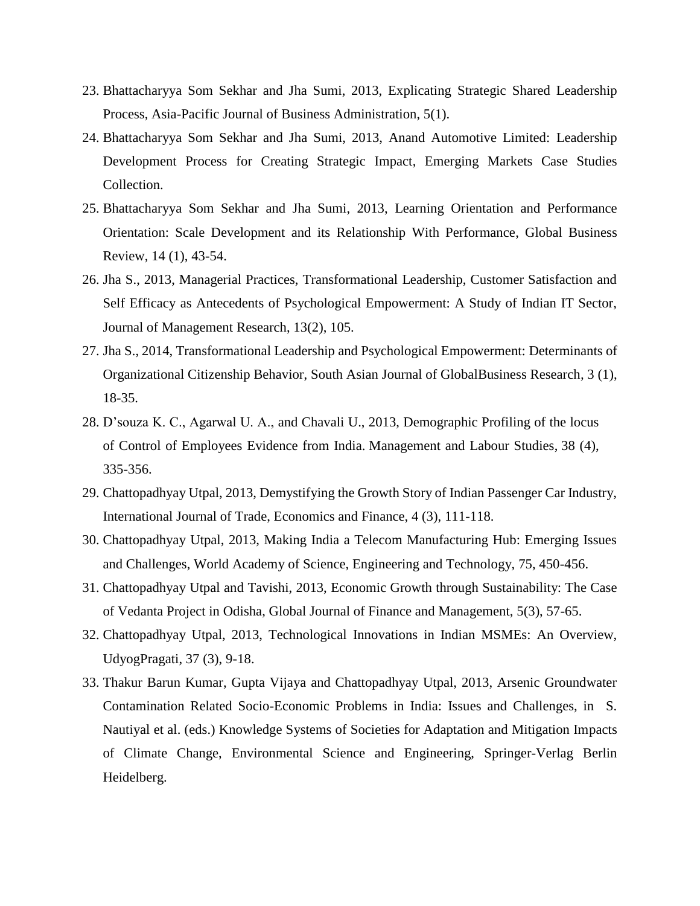23. Bhattacharyya Som Sekhar and Jha Sumi, 2013, Explicating Strategic Shared Leadership Process, Asia-Pacific Journal of Business Administration, 5(1).
24. Bhattacharyya Som Sekhar and Jha Sumi, 2013, Anand Automotive Limited: Leadership Development Process for Creating Strategic Impact, Emerging Markets Case Studies Collection.
25. Bhattacharyya Som Sekhar and Jha Sumi, 2013, Learning Orientation and Performance Orientation: Scale Development and its Relationship With Performance, Global Business Review, 14 (1), 43-54.
26. Jha S., 2013, Managerial Practices, Transformational Leadership, Customer Satisfaction and Self Efficacy as Antecedents of Psychological Empowerment: A Study of Indian IT Sector, Journal of Management Research, 13(2), 105.
27. Jha S., 2014, Transformational Leadership and Psychological Empowerment: Determinants of Organizational Citizenship Behavior, South Asian Journal of GlobalBusiness Research, 3 (1), 18-35.
28. D'souza K. C., Agarwal U. A., and Chavali U., 2013, Demographic Profiling of the locus of Control of Employees Evidence from India. Management and Labour Studies, 38 (4), 335-356.
29. Chattopadhyay Utpal, 2013, Demystifying the Growth Story of Indian Passenger Car Industry, International Journal of Trade, Economics and Finance, 4 (3), 111-118.
30. Chattopadhyay Utpal, 2013, Making India a Telecom Manufacturing Hub: Emerging Issues and Challenges, World Academy of Science, Engineering and Technology, 75, 450-456.
31. Chattopadhyay Utpal and Tavishi, 2013, Economic Growth through Sustainability: The Case of Vedanta Project in Odisha, Global Journal of Finance and Management, 5(3), 57-65.
32. Chattopadhyay Utpal, 2013, Technological Innovations in Indian MSMEs: An Overview, UdyogPragati, 37 (3), 9-18.
33. Thakur Barun Kumar, Gupta Vijaya and Chattopadhyay Utpal, 2013, Arsenic Groundwater Contamination Related Socio-Economic Problems in India: Issues and Challenges, in S. Nautiyal et al. (eds.) Knowledge Systems of Societies for Adaptation and Mitigation Impacts of Climate Change, Environmental Science and Engineering, Springer-Verlag Berlin Heidelberg.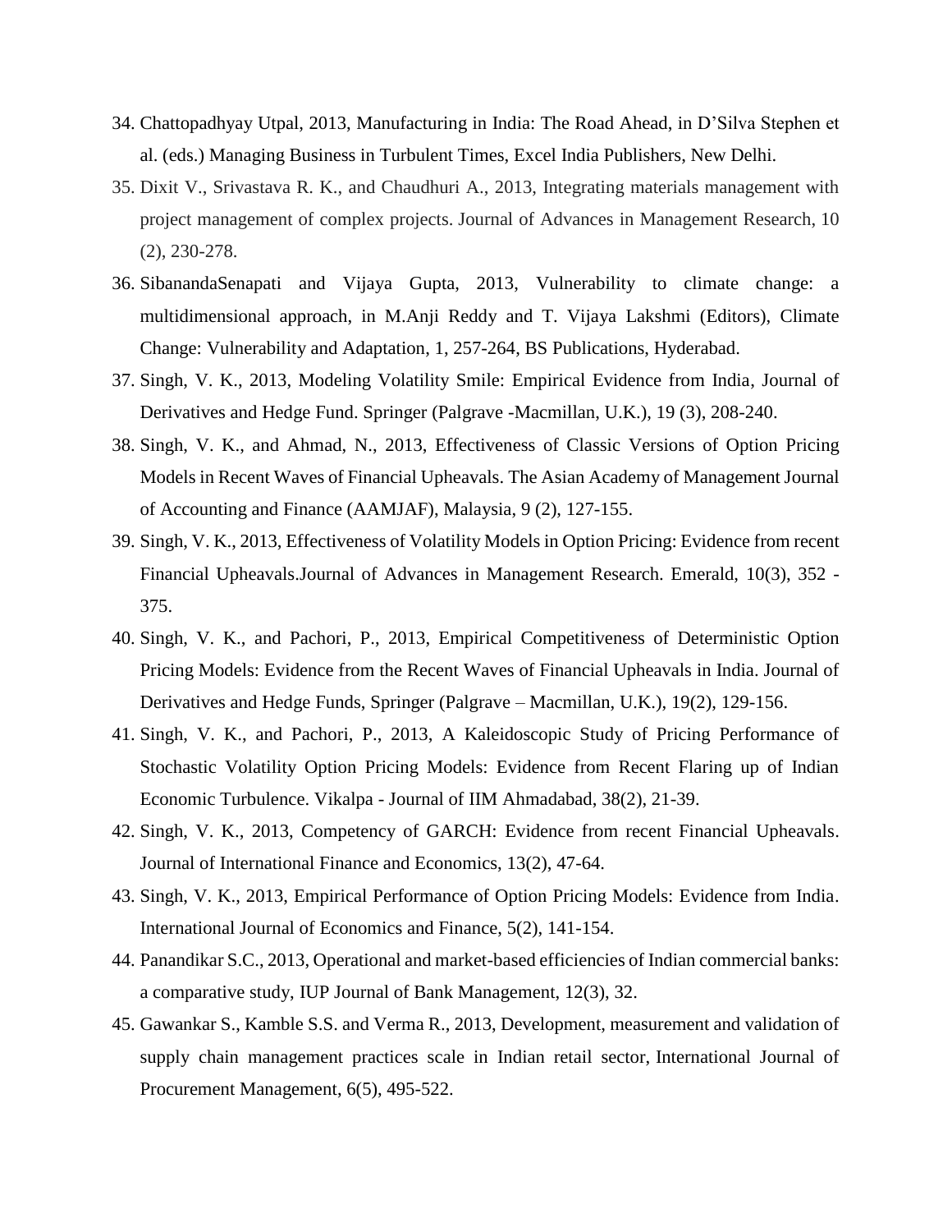34. Chattopadhyay Utpal, 2013, Manufacturing in India: The Road Ahead, in D'Silva Stephen et al. (eds.) Managing Business in Turbulent Times, Excel India Publishers, New Delhi.
35. Dixit V., Srivastava R. K., and Chaudhuri A., 2013, Integrating materials management with project management of complex projects. Journal of Advances in Management Research, 10 (2), 230-278.
36. SibanandaSenapati and Vijaya Gupta, 2013, Vulnerability to climate change: a multidimensional approach, in M.Anji Reddy and T. Vijaya Lakshmi (Editors), Climate Change: Vulnerability and Adaptation, 1, 257-264, BS Publications, Hyderabad.
37. Singh, V. K., 2013, Modeling Volatility Smile: Empirical Evidence from India, Journal of Derivatives and Hedge Fund. Springer (Palgrave -Macmillan, U.K.), 19 (3), 208-240.
38. Singh, V. K., and Ahmad, N., 2013, Effectiveness of Classic Versions of Option Pricing Models in Recent Waves of Financial Upheavals. The Asian Academy of Management Journal of Accounting and Finance (AAMJAF), Malaysia, 9 (2), 127-155.
39. Singh, V. K., 2013, Effectiveness of Volatility Models in Option Pricing: Evidence from recent Financial Upheavals.Journal of Advances in Management Research. Emerald, 10(3), 352 - 375.
40. Singh, V. K., and Pachori, P., 2013, Empirical Competitiveness of Deterministic Option Pricing Models: Evidence from the Recent Waves of Financial Upheavals in India. Journal of Derivatives and Hedge Funds, Springer (Palgrave – Macmillan, U.K.), 19(2), 129-156.
41. Singh, V. K., and Pachori, P., 2013, A Kaleidoscopic Study of Pricing Performance of Stochastic Volatility Option Pricing Models: Evidence from Recent Flaring up of Indian Economic Turbulence. Vikalpa - Journal of IIM Ahmadabad, 38(2), 21-39.
42. Singh, V. K., 2013, Competency of GARCH: Evidence from recent Financial Upheavals. Journal of International Finance and Economics, 13(2), 47-64.
43. Singh, V. K., 2013, Empirical Performance of Option Pricing Models: Evidence from India. International Journal of Economics and Finance, 5(2), 141-154.
44. Panandikar S.C., 2013, Operational and market-based efficiencies of Indian commercial banks: a comparative study, IUP Journal of Bank Management, 12(3), 32.
45. Gawankar S., Kamble S.S. and Verma R., 2013, Development, measurement and validation of supply chain management practices scale in Indian retail sector, International Journal of Procurement Management, 6(5), 495-522.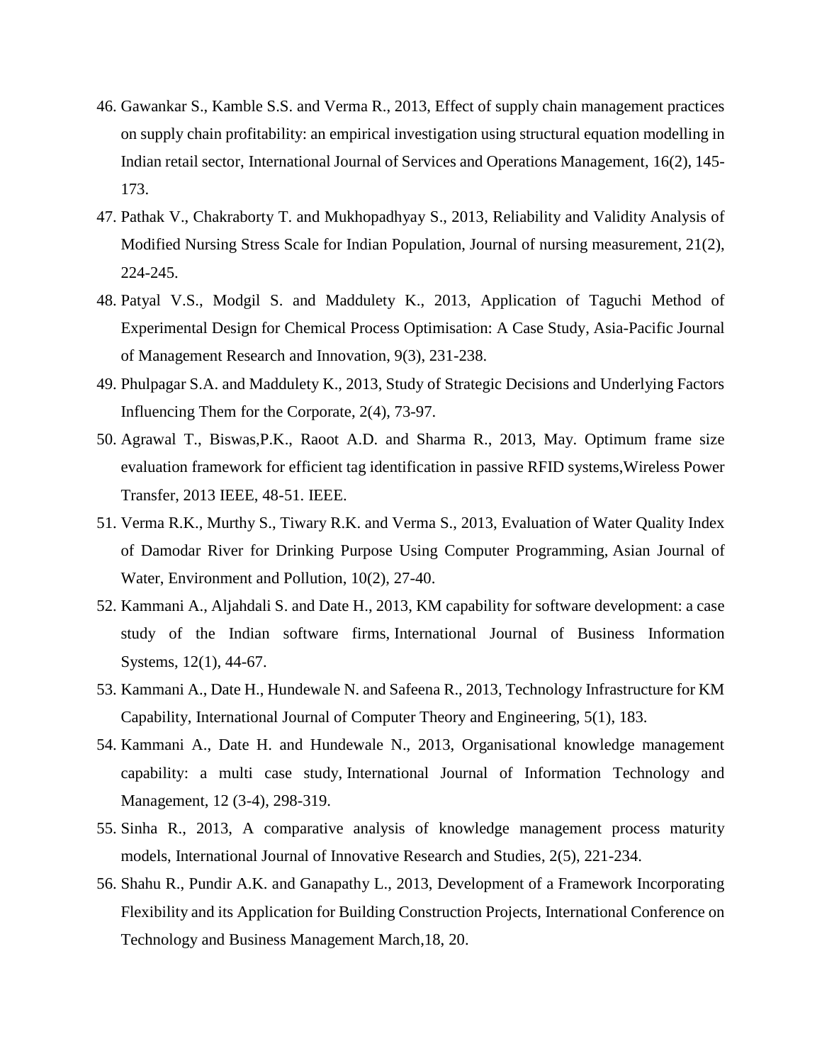46. Gawankar S., Kamble S.S. and Verma R., 2013, Effect of supply chain management practices on supply chain profitability: an empirical investigation using structural equation modelling in Indian retail sector, International Journal of Services and Operations Management, 16(2), 145-173.
47. Pathak V., Chakraborty T. and Mukhopadhyay S., 2013, Reliability and Validity Analysis of Modified Nursing Stress Scale for Indian Population, Journal of nursing measurement, 21(2), 224-245.
48. Patyal V.S., Modgil S. and Maddulety K., 2013, Application of Taguchi Method of Experimental Design for Chemical Process Optimisation: A Case Study, Asia-Pacific Journal of Management Research and Innovation, 9(3), 231-238.
49. Phulpagar S.A. and Maddulety K., 2013, Study of Strategic Decisions and Underlying Factors Influencing Them for the Corporate, 2(4), 73-97.
50. Agrawal T., Biswas,P.K., Raoot A.D. and Sharma R., 2013, May. Optimum frame size evaluation framework for efficient tag identification in passive RFID systems,Wireless Power Transfer, 2013 IEEE, 48-51. IEEE.
51. Verma R.K., Murthy S., Tiwary R.K. and Verma S., 2013, Evaluation of Water Quality Index of Damodar River for Drinking Purpose Using Computer Programming, Asian Journal of Water, Environment and Pollution, 10(2), 27-40.
52. Kammani A., Aljahdali S. and Date H., 2013, KM capability for software development: a case study of the Indian software firms, International Journal of Business Information Systems, 12(1), 44-67.
53. Kammani A., Date H., Hundewale N. and Safeena R., 2013, Technology Infrastructure for KM Capability, International Journal of Computer Theory and Engineering, 5(1), 183.
54. Kammani A., Date H. and Hundewale N., 2013, Organisational knowledge management capability: a multi case study, International Journal of Information Technology and Management, 12 (3-4), 298-319.
55. Sinha R., 2013, A comparative analysis of knowledge management process maturity models, International Journal of Innovative Research and Studies, 2(5), 221-234.
56. Shahu R., Pundir A.K. and Ganapathy L., 2013, Development of a Framework Incorporating Flexibility and its Application for Building Construction Projects, International Conference on Technology and Business Management March,18, 20.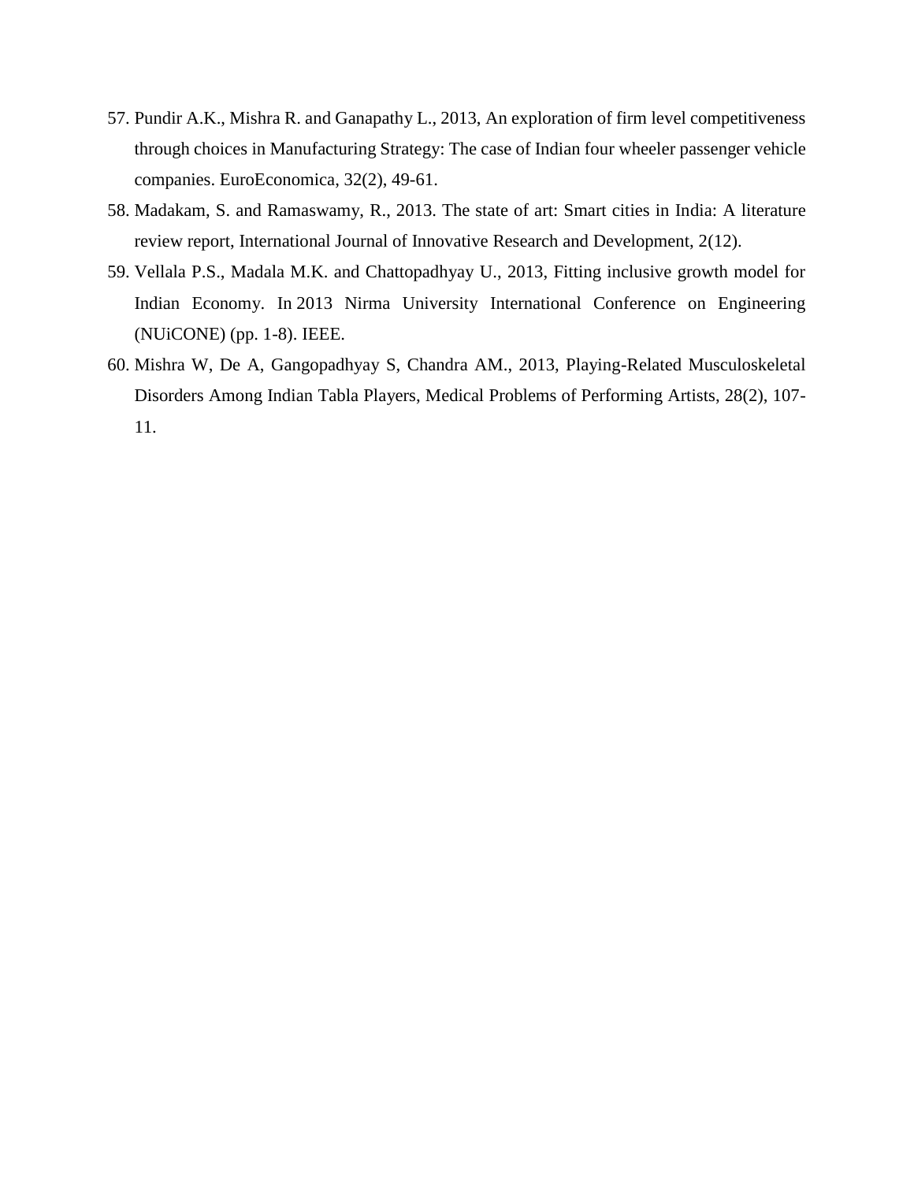57. Pundir A.K., Mishra R. and Ganapathy L., 2013, An exploration of firm level competitiveness through choices in Manufacturing Strategy: The case of Indian four wheeler passenger vehicle companies. EuroEconomica, 32(2), 49-61.
58. Madakam, S. and Ramaswamy, R., 2013. The state of art: Smart cities in India: A literature review report, International Journal of Innovative Research and Development, 2(12).
59. Vellala P.S., Madala M.K. and Chattopadhyay U., 2013, Fitting inclusive growth model for Indian Economy. In 2013 Nirma University International Conference on Engineering (NUiCONE) (pp. 1-8). IEEE.
60. Mishra W, De A, Gangopadhyay S, Chandra AM., 2013, Playing-Related Musculoskeletal Disorders Among Indian Tabla Players, Medical Problems of Performing Artists, 28(2), 107-11.